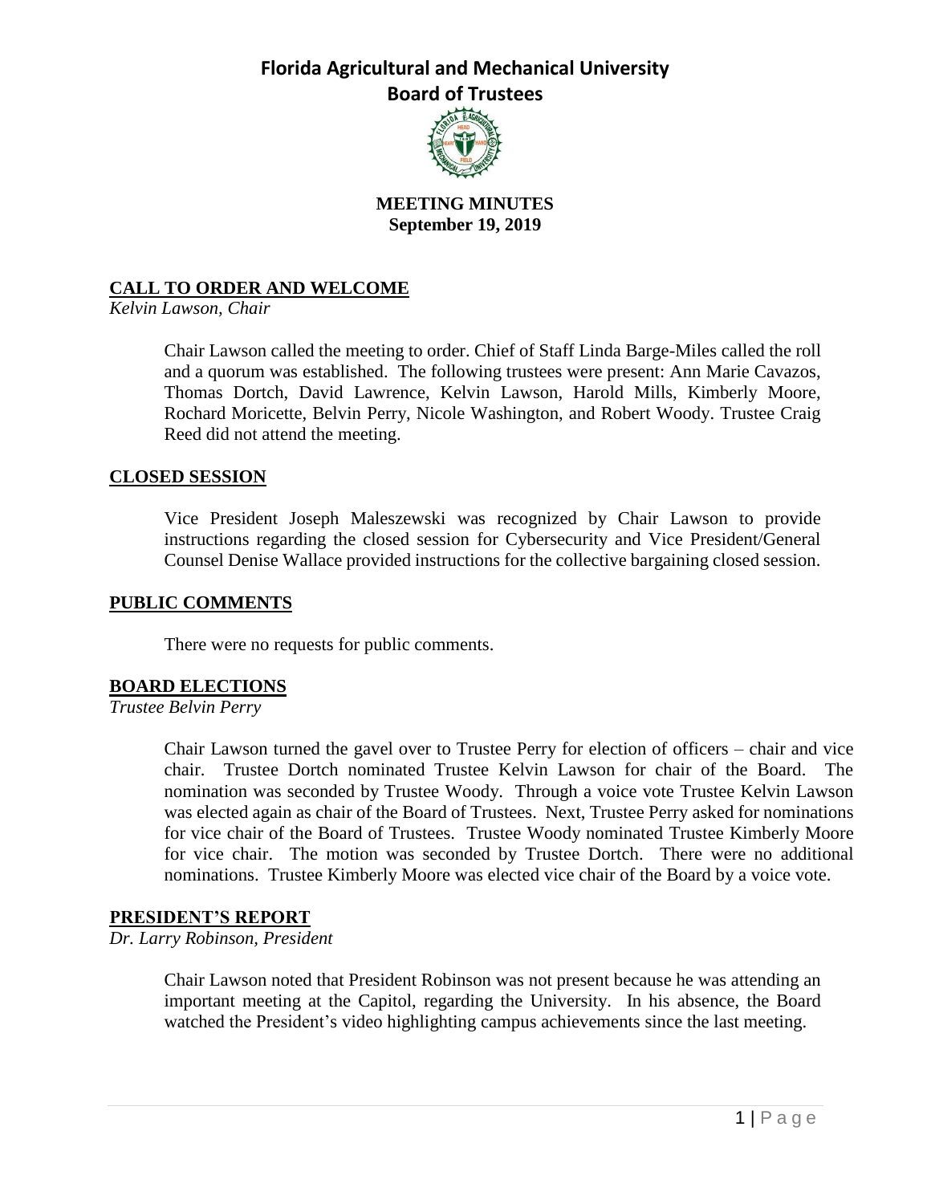# Florida Agricultural and Mechanical University
## Board of Trustees

**MEETING MINUTES**
**September 19, 2019**

### CALL TO ORDER AND WELCOME

*Kelvin Lawson, Chair*

Chair Lawson called the meeting to order. Chief of Staff Linda Barge-Miles called the roll and a quorum was established. The following trustees were present: Ann Marie Cavazos, Thomas Dortch, David Lawrence, Kelvin Lawson, Harold Mills, Kimberly Moore, Rochard Moricette, Belvin Perry, Nicole Washington, and Robert Woody. Trustee Craig Reed did not attend the meeting.

### CLOSED SESSION

Vice President Joseph Maleszewski was recognized by Chair Lawson to provide instructions regarding the closed session for Cybersecurity and Vice President/General Counsel Denise Wallace provided instructions for the collective bargaining closed session.

### PUBLIC COMMENTS

There were no requests for public comments.

### BOARD ELECTIONS

*Trustee Belvin Perry*

Chair Lawson turned the gavel over to Trustee Perry for election of officers – chair and vice chair. Trustee Dortch nominated Trustee Kelvin Lawson for chair of the Board. The nomination was seconded by Trustee Woody. Through a voice vote Trustee Kelvin Lawson was elected again as chair of the Board of Trustees. Next, Trustee Perry asked for nominations for vice chair of the Board of Trustees. Trustee Woody nominated Trustee Kimberly Moore for vice chair. The motion was seconded by Trustee Dortch. There were no additional nominations. Trustee Kimberly Moore was elected vice chair of the Board by a voice vote.

### PRESIDENT'S REPORT

*Dr. Larry Robinson, President*

Chair Lawson noted that President Robinson was not present because he was attending an important meeting at the Capitol, regarding the University. In his absence, the Board watched the President's video highlighting campus achievements since the last meeting.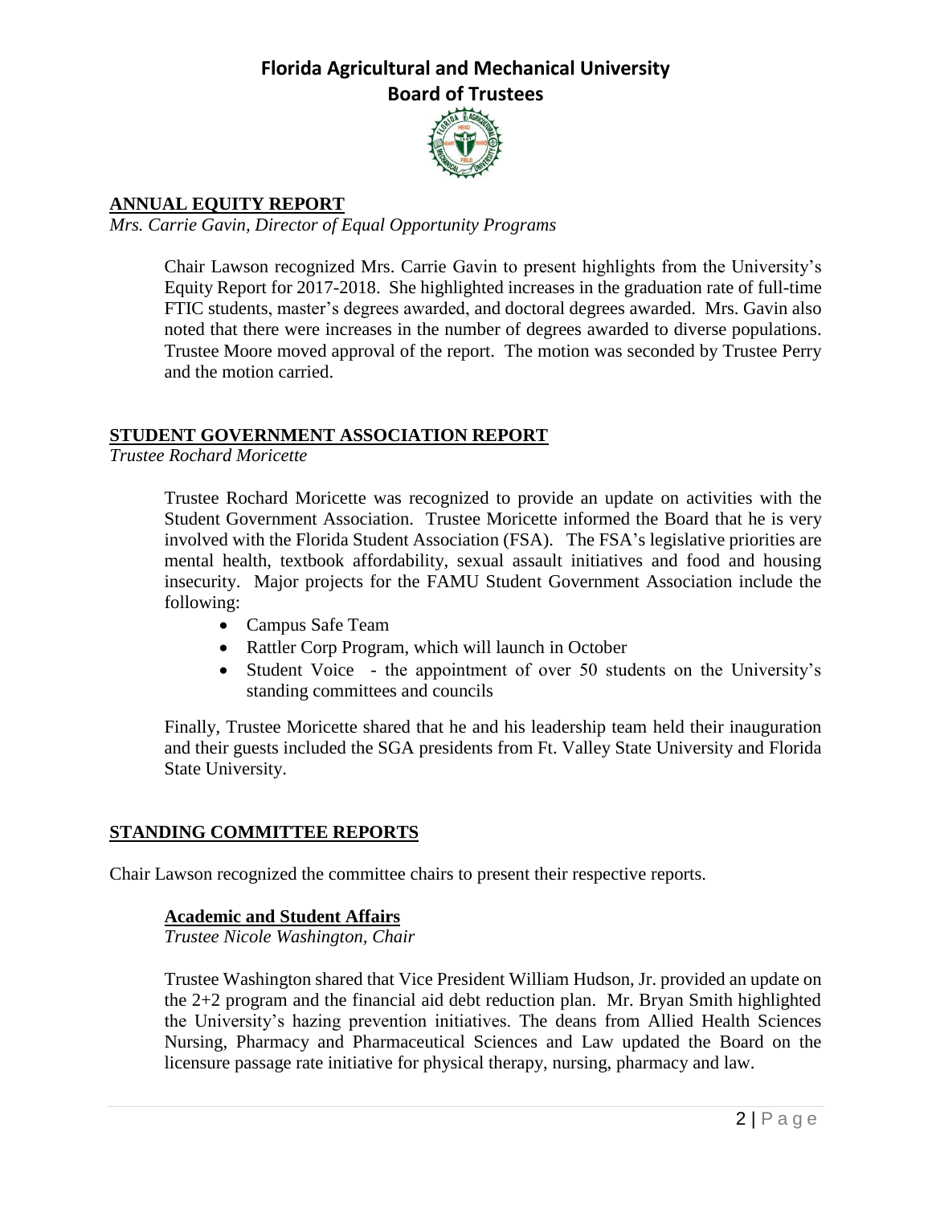## ANNUAL EQUITY REPORT

*Mrs. Carrie Gavin, Director of Equal Opportunity Programs*

Chair Lawson recognized Mrs. Carrie Gavin to present highlights from the University's Equity Report for 2017-2018. She highlighted increases in the graduation rate of full-time FTIC students, master's degrees awarded, and doctoral degrees awarded. Mrs. Gavin also noted that there were increases in the number of degrees awarded to diverse populations. Trustee Moore moved approval of the report. The motion was seconded by Trustee Perry and the motion carried.

## STUDENT GOVERNMENT ASSOCIATION REPORT

*Trustee Rochard Moricette*

Trustee Rochard Moricette was recognized to provide an update on activities with the Student Government Association. Trustee Moricette informed the Board that he is very involved with the Florida Student Association (FSA). The FSA's legislative priorities are mental health, textbook affordability, sexual assault initiatives and food and housing insecurity. Major projects for the FAMU Student Government Association include the following:

- Campus Safe Team
- Rattler Corp Program, which will launch in October
- Student Voice - the appointment of over 50 students on the University's standing committees and councils

Finally, Trustee Moricette shared that he and his leadership team held their inauguration and their guests included the SGA presidents from Ft. Valley State University and Florida State University.

## STANDING COMMITTEE REPORTS

Chair Lawson recognized the committee chairs to present their respective reports.

### Academic and Student Affairs

*Trustee Nicole Washington, Chair*

Trustee Washington shared that Vice President William Hudson, Jr. provided an update on the 2+2 program and the financial aid debt reduction plan. Mr. Bryan Smith highlighted the University's hazing prevention initiatives. The deans from Allied Health Sciences Nursing, Pharmacy and Pharmaceutical Sciences and Law updated the Board on the licensure passage rate initiative for physical therapy, nursing, pharmacy and law.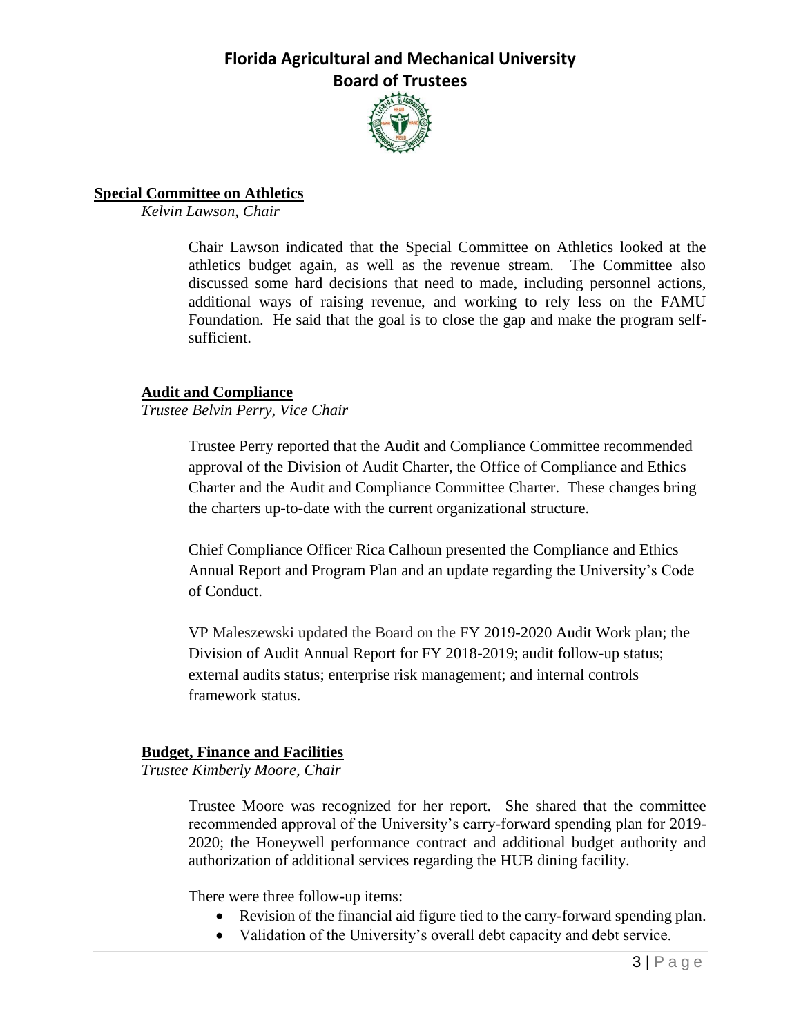### Special Committee on Athletics

*Kelvin Lawson, Chair*

Chair Lawson indicated that the Special Committee on Athletics looked at the athletics budget again, as well as the revenue stream. The Committee also discussed some hard decisions that need to made, including personnel actions, additional ways of raising revenue, and working to rely less on the FAMU Foundation. He said that the goal is to close the gap and make the program self-sufficient.

### Audit and Compliance

*Trustee Belvin Perry, Vice Chair*

Trustee Perry reported that the Audit and Compliance Committee recommended approval of the Division of Audit Charter, the Office of Compliance and Ethics Charter and the Audit and Compliance Committee Charter. These changes bring the charters up-to-date with the current organizational structure.

Chief Compliance Officer Rica Calhoun presented the Compliance and Ethics Annual Report and Program Plan and an update regarding the University's Code of Conduct.

VP Maleszewski updated the Board on the FY 2019-2020 Audit Work plan; the Division of Audit Annual Report for FY 2018-2019; audit follow-up status; external audits status; enterprise risk management; and internal controls framework status.

### Budget, Finance and Facilities

*Trustee Kimberly Moore, Chair*

Trustee Moore was recognized for her report. She shared that the committee recommended approval of the University's carry-forward spending plan for 2019-2020; the Honeywell performance contract and additional budget authority and authorization of additional services regarding the HUB dining facility.

There were three follow-up items:

- Revision of the financial aid figure tied to the carry-forward spending plan.
- Validation of the University's overall debt capacity and debt service.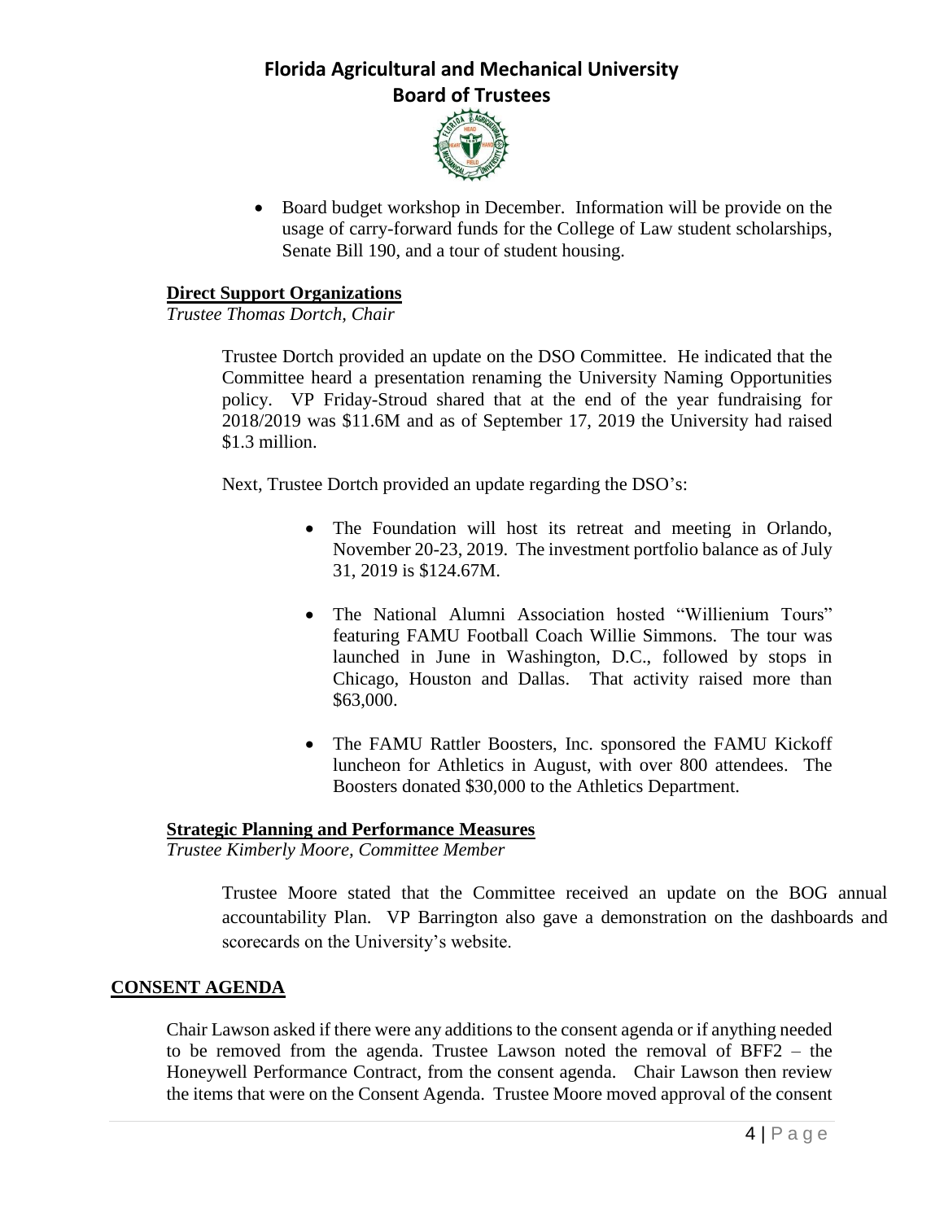- Board budget workshop in December. Information will be provide on the usage of carry-forward funds for the College of Law student scholarships, Senate Bill 190, and a tour of student housing.

**Direct Support Organizations**

*Trustee Thomas Dortch, Chair*

Trustee Dortch provided an update on the DSO Committee. He indicated that the Committee heard a presentation renaming the University Naming Opportunities policy. VP Friday-Stroud shared that at the end of the year fundraising for 2018/2019 was \$11.6M and as of September 17, 2019 the University had raised \$1.3 million.

Next, Trustee Dortch provided an update regarding the DSO's:

- The Foundation will host its retreat and meeting in Orlando, November 20-23, 2019. The investment portfolio balance as of July 31, 2019 is \$124.67M.
- The National Alumni Association hosted "Willienium Tours" featuring FAMU Football Coach Willie Simmons. The tour was launched in June in Washington, D.C., followed by stops in Chicago, Houston and Dallas. That activity raised more than \$63,000.
- The FAMU Rattler Boosters, Inc. sponsored the FAMU Kickoff luncheon for Athletics in August, with over 800 attendees. The Boosters donated \$30,000 to the Athletics Department.

**Strategic Planning and Performance Measures**

*Trustee Kimberly Moore, Committee Member*

Trustee Moore stated that the Committee received an update on the BOG annual accountability Plan. VP Barrington also gave a demonstration on the dashboards and scorecards on the University's website.

## CONSENT AGENDA

Chair Lawson asked if there were any additions to the consent agenda or if anything needed to be removed from the agenda. Trustee Lawson noted the removal of BFF2 – the Honeywell Performance Contract, from the consent agenda. Chair Lawson then review the items that were on the Consent Agenda. Trustee Moore moved approval of the consent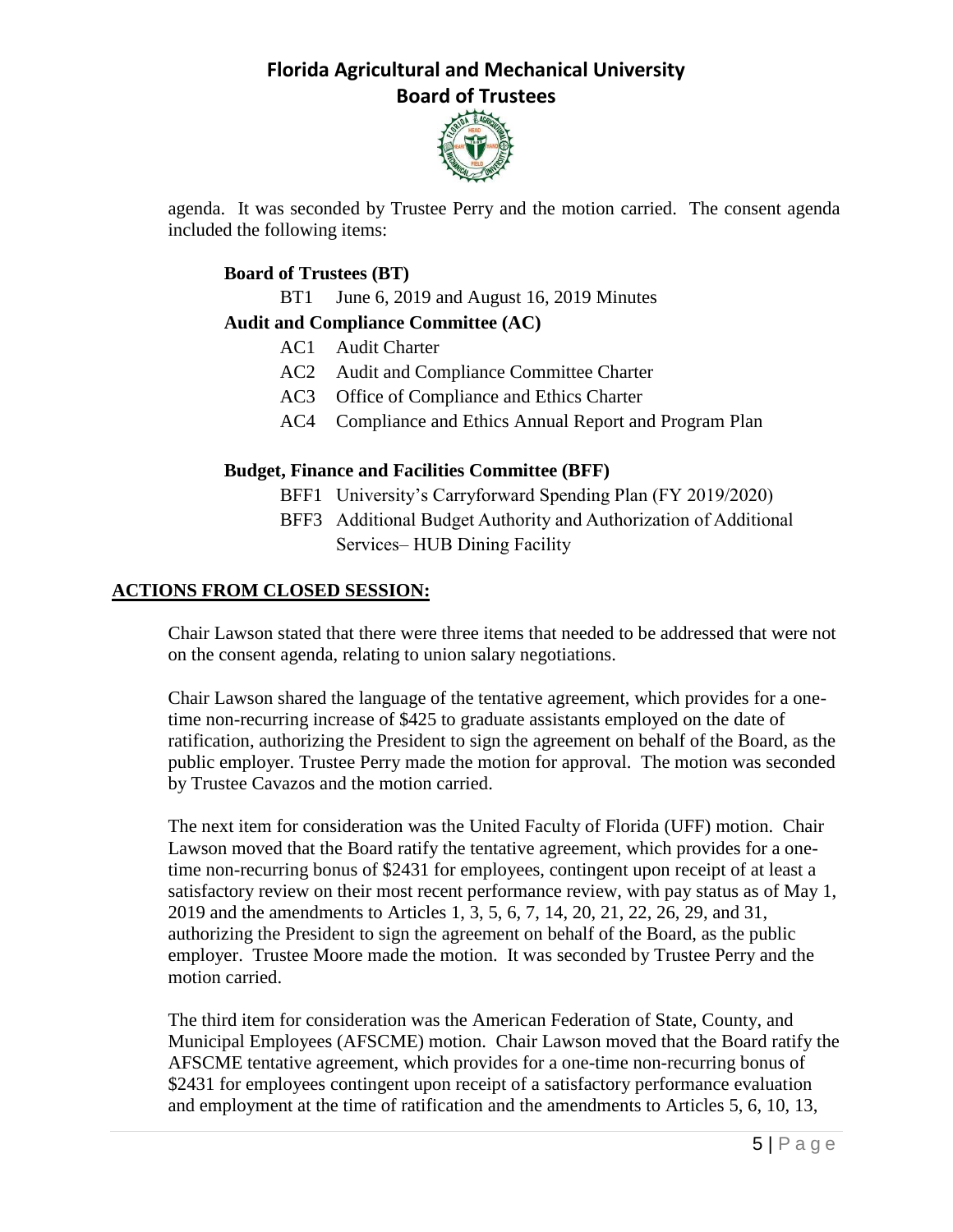agenda. It was seconded by Trustee Perry and the motion carried. The consent agenda included the following items:

**Board of Trustees (BT)**

BT1 June 6, 2019 and August 16, 2019 Minutes

**Audit and Compliance Committee (AC)**

AC1 Audit Charter

AC2 Audit and Compliance Committee Charter

AC3 Office of Compliance and Ethics Charter

AC4 Compliance and Ethics Annual Report and Program Plan

**Budget, Finance and Facilities Committee (BFF)**

BFF1 University's Carryforward Spending Plan (FY 2019/2020)

BFF3 Additional Budget Authority and Authorization of Additional Services– HUB Dining Facility

## ACTIONS FROM CLOSED SESSION:

Chair Lawson stated that there were three items that needed to be addressed that were not on the consent agenda, relating to union salary negotiations.

Chair Lawson shared the language of the tentative agreement, which provides for a one-time non-recurring increase of $425 to graduate assistants employed on the date of ratification, authorizing the President to sign the agreement on behalf of the Board, as the public employer. Trustee Perry made the motion for approval. The motion was seconded by Trustee Cavazos and the motion carried.

The next item for consideration was the United Faculty of Florida (UFF) motion. Chair Lawson moved that the Board ratify the tentative agreement, which provides for a one-time non-recurring bonus of $2431 for employees, contingent upon receipt of at least a satisfactory review on their most recent performance review, with pay status as of May 1, 2019 and the amendments to Articles 1, 3, 5, 6, 7, 14, 20, 21, 22, 26, 29, and 31, authorizing the President to sign the agreement on behalf of the Board, as the public employer. Trustee Moore made the motion. It was seconded by Trustee Perry and the motion carried.

The third item for consideration was the American Federation of State, County, and Municipal Employees (AFSCME) motion. Chair Lawson moved that the Board ratify the AFSCME tentative agreement, which provides for a one-time non-recurring bonus of $2431 for employees contingent upon receipt of a satisfactory performance evaluation and employment at the time of ratification and the amendments to Articles 5, 6, 10, 13,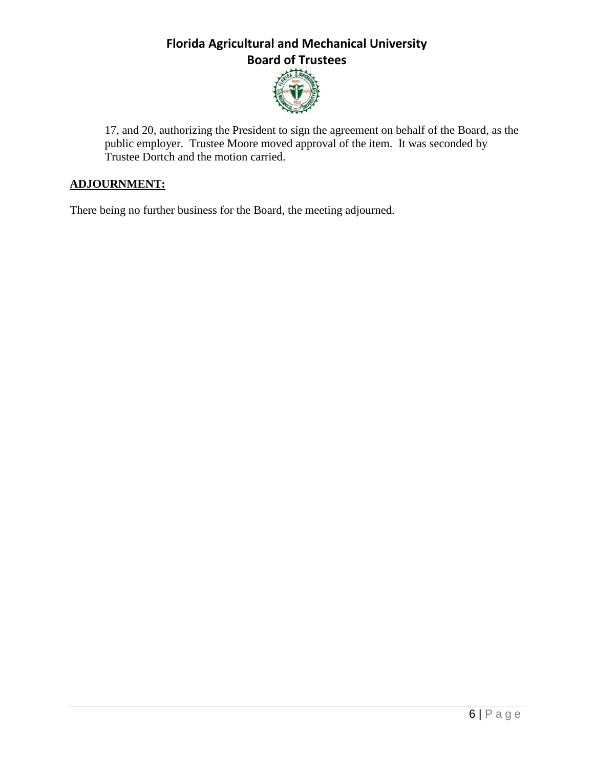17, and 20, authorizing the President to sign the agreement on behalf of the Board, as the public employer. Trustee Moore moved approval of the item. It was seconded by Trustee Dortch and the motion carried.

**ADJOURNMENT:**

There being no further business for the Board, the meeting adjourned.